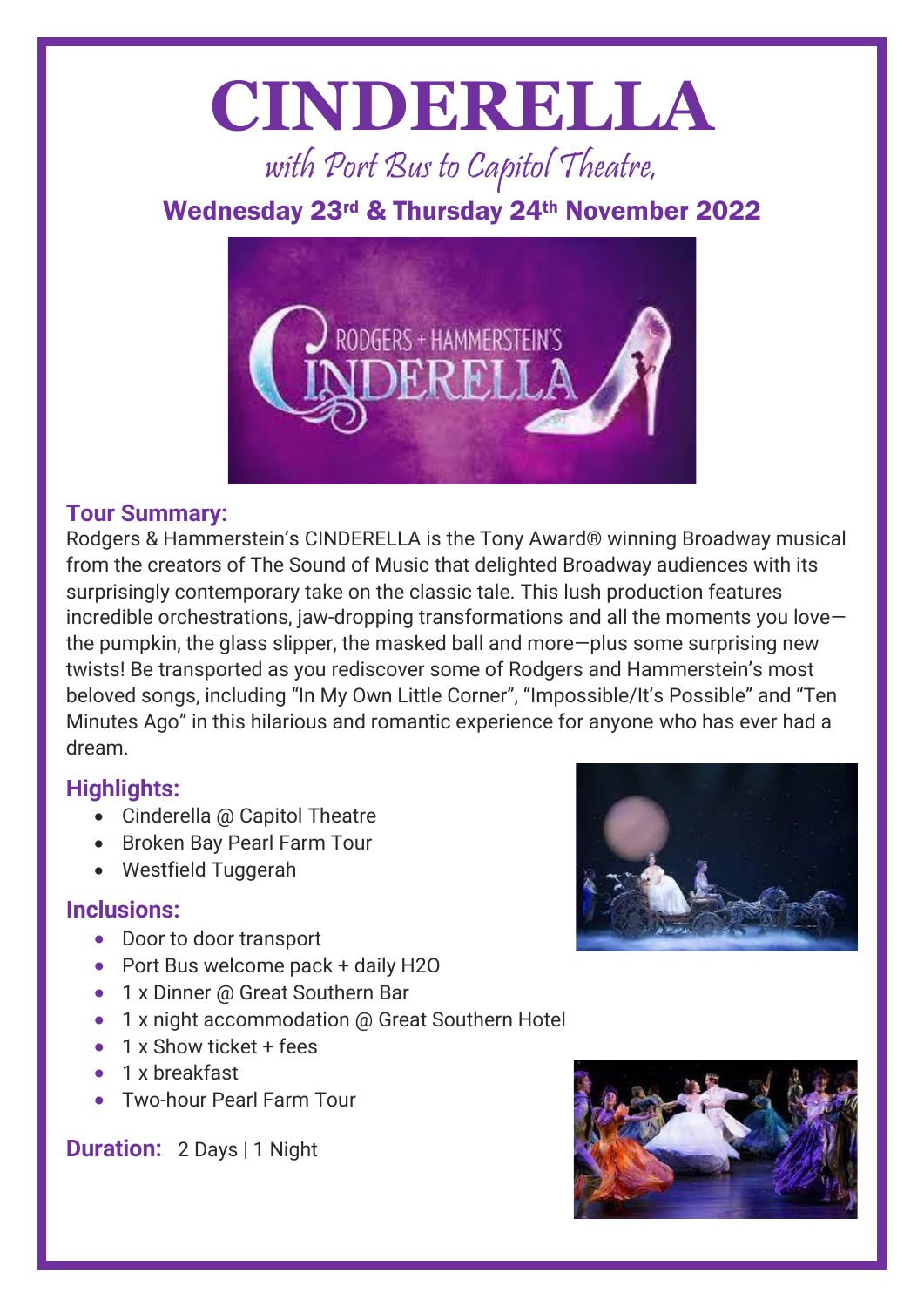# CINDERELLA

*with Port Bus to Capitol Theatre,*

## Wednesday 23rd & Thursday 24th November 2022

### Tour Summary:

Rodgers & Hammerstein's CINDERELLA is the Tony Award® winning Broadway musical from the creators of The Sound of Music that delighted Broadway audiences with its surprisingly contemporary take on the classic tale. This lush production features incredible orchestrations, jaw-dropping transformations and all the moments you love—the pumpkin, the glass slipper, the masked ball and more—plus some surprising new twists! Be transported as you rediscover some of Rodgers and Hammerstein's most beloved songs, including "In My Own Little Corner", "Impossible/It's Possible" and "Ten Minutes Ago" in this hilarious and romantic experience for anyone who has ever had a dream.

### Highlights:

- Cinderella @ Capitol Theatre
- Broken Bay Pearl Farm Tour
- Westfield Tuggerah

### Inclusions:

- Door to door transport
- Port Bus welcome pack + daily H2O
- 1 x Dinner @ Great Southern Bar
- 1 x night accommodation @ Great Southern Hotel
- 1 x Show ticket + fees
- 1 x breakfast
- Two-hour Pearl Farm Tour

**Duration:** 2 Days | 1 Night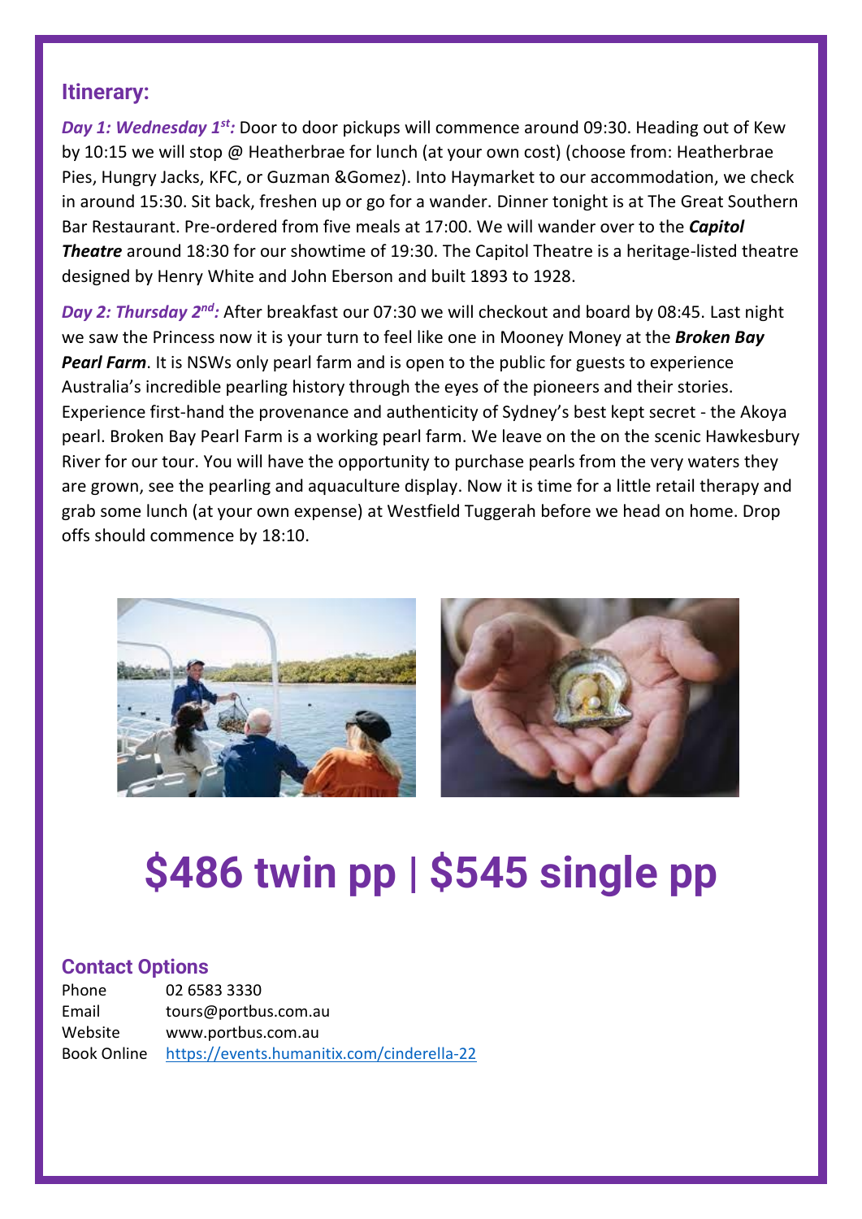## Itinerary:

***Day 1: Wednesday 1st:*** Door to door pickups will commence around 09:30. Heading out of Kew by 10:15 we will stop @ Heatherbrae for lunch (at your own cost) (choose from: Heatherbrae Pies, Hungry Jacks, KFC, or Guzman &Gomez). Into Haymarket to our accommodation, we check in around 15:30. Sit back, freshen up or go for a wander. Dinner tonight is at The Great Southern Bar Restaurant. Pre-ordered from five meals at 17:00. We will wander over to the ***Capitol Theatre*** around 18:30 for our showtime of 19:30. The Capitol Theatre is a heritage-listed theatre designed by Henry White and John Eberson and built 1893 to 1928.

***Day 2: Thursday 2nd:*** After breakfast our 07:30 we will checkout and board by 08:45. Last night we saw the Princess now it is your turn to feel like one in Mooney Money at the ***Broken Bay Pearl Farm***. It is NSWs only pearl farm and is open to the public for guests to experience Australia's incredible pearling history through the eyes of the pioneers and their stories. Experience first-hand the provenance and authenticity of Sydney's best kept secret - the Akoya pearl. Broken Bay Pearl Farm is a working pearl farm. We leave on the on the scenic Hawkesbury River for our tour. You will have the opportunity to purchase pearls from the very waters they are grown, see the pearling and aquaculture display. Now it is time for a little retail therapy and grab some lunch (at your own expense) at Westfield Tuggerah before we head on home. Drop offs should commence by 18:10.

# $486 twin pp | $545 single pp

## Contact Options

| | |
|---|---|
| Phone | 02 6583 3330 |
| Email | tours@portbus.com.au |
| Website | www.portbus.com.au |
| Book Online | https://events.humanitix.com/cinderella-22 |